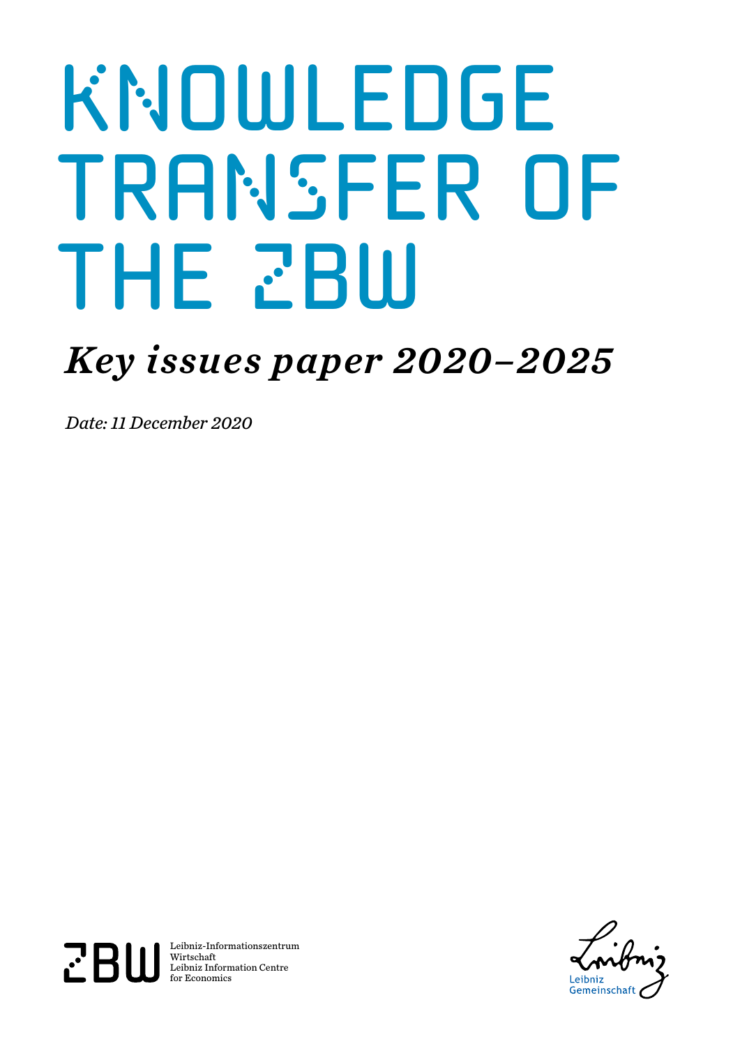# KNOWLEDGE TRANSFER OF THE ZBW

## *Key issues paper 2020–2025*

*Date: 11 December 2020*

ZBW Leibniz-Informationszentrum Wirtschaft
Leibniz Information Centre for Economics

Leibniz Gemeinschaft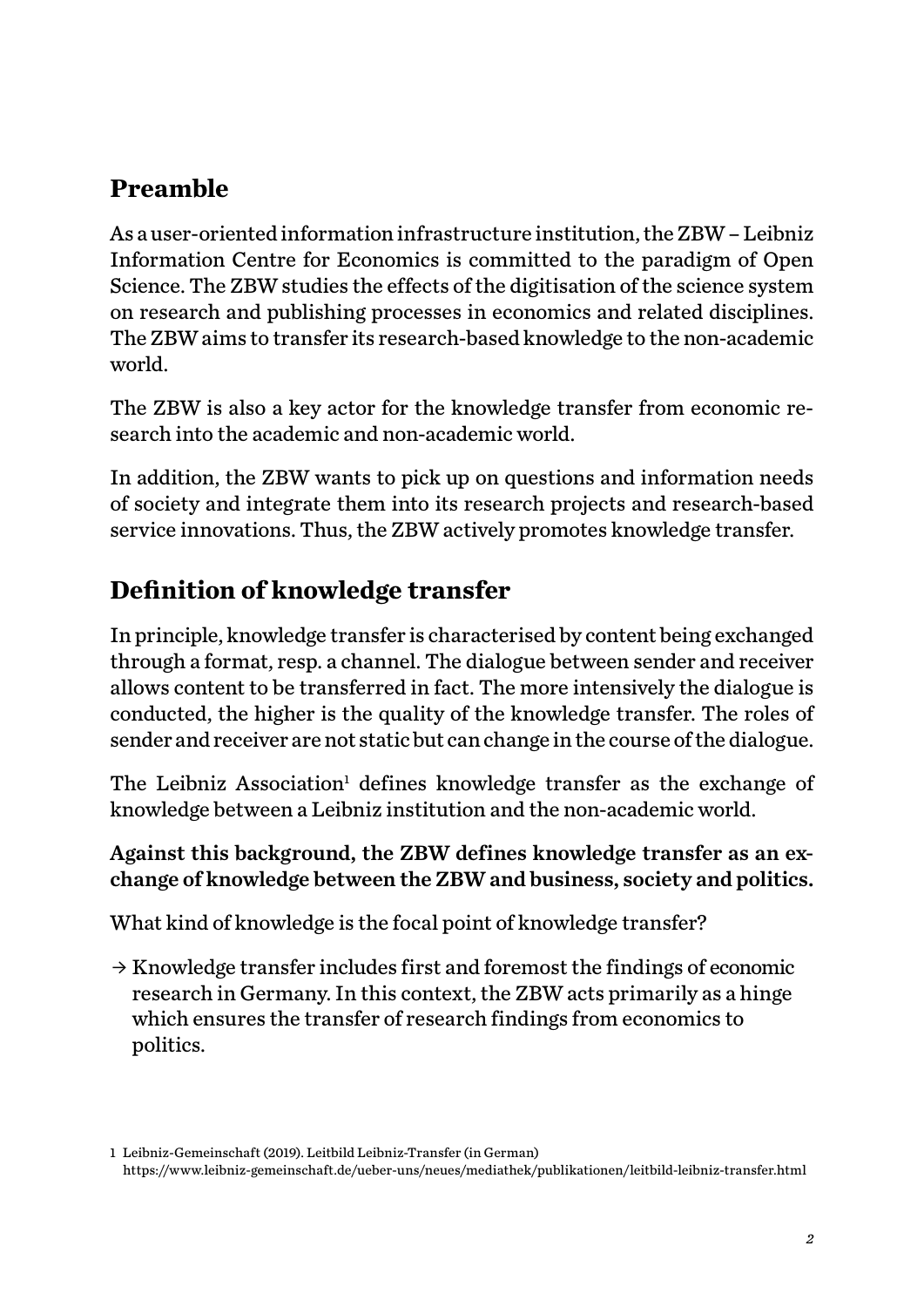## Preamble

As a user-oriented information infrastructure institution, the ZBW – Leibniz Information Centre for Economics is committed to the paradigm of Open Science. The ZBW studies the effects of the digitisation of the science system on research and publishing processes in economics and related disciplines. The ZBW aims to transfer its research-based knowledge to the non-academic world.

The ZBW is also a key actor for the knowledge transfer from economic research into the academic and non-academic world.

In addition, the ZBW wants to pick up on questions and information needs of society and integrate them into its research projects and research-based service innovations. Thus, the ZBW actively promotes knowledge transfer.

## Definition of knowledge transfer

In principle, knowledge transfer is characterised by content being exchanged through a format, resp. a channel. The dialogue between sender and receiver allows content to be transferred in fact. The more intensively the dialogue is conducted, the higher is the quality of the knowledge transfer. The roles of sender and receiver are not static but can change in the course of the dialogue.

The Leibniz Association[1] defines knowledge transfer as the exchange of knowledge between a Leibniz institution and the non-academic world.

**Against this background, the ZBW defines knowledge transfer as an exchange of knowledge between the ZBW and business, society and politics.**

What kind of knowledge is the focal point of knowledge transfer?

→ Knowledge transfer includes first and foremost the findings of economic research in Germany. In this context, the ZBW acts primarily as a hinge which ensures the transfer of research findings from economics to politics.

1 Leibniz-Gemeinschaft (2019). Leitbild Leibniz-Transfer (in German) https://www.leibniz-gemeinschaft.de/ueber-uns/neues/mediathek/publikationen/leitbild-leibniz-transfer.html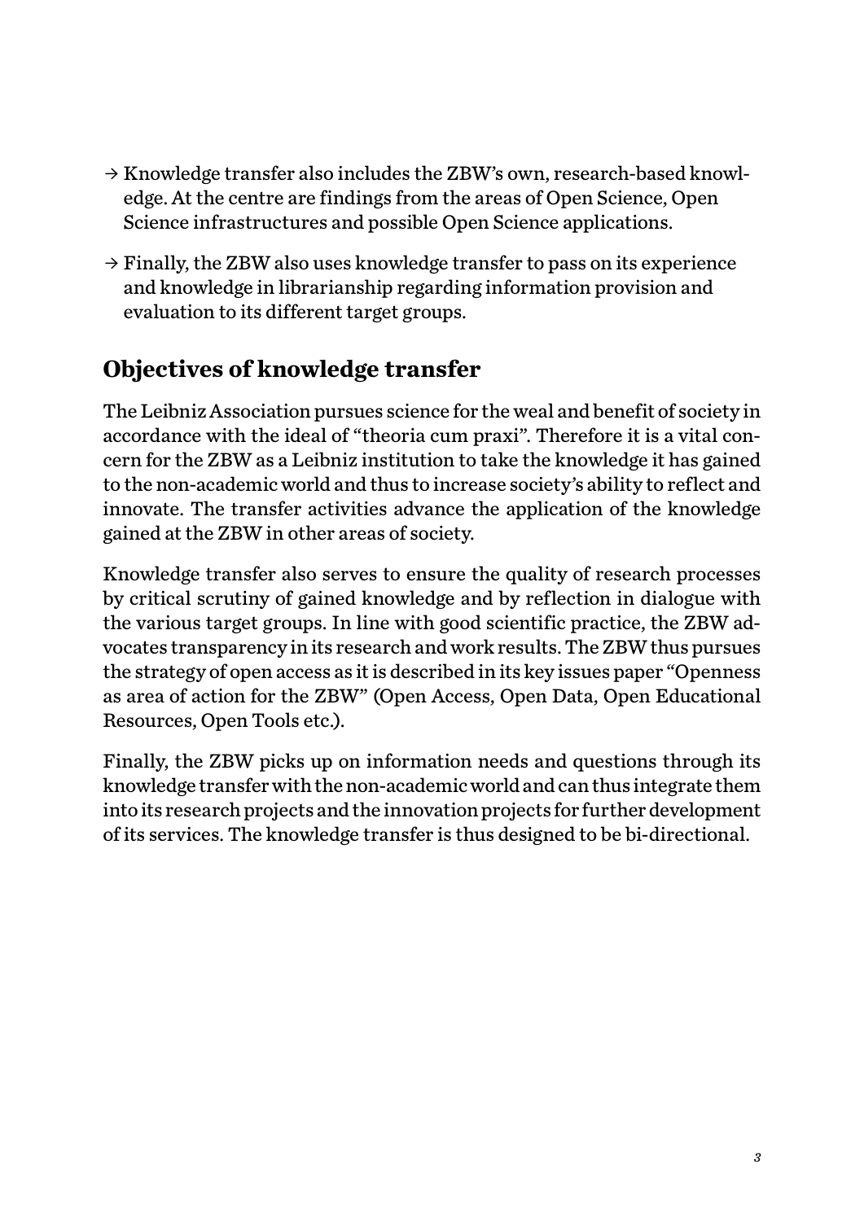- → Knowledge transfer also includes the ZBW's own, research-based knowledge. At the centre are findings from the areas of Open Science, Open Science infrastructures and possible Open Science applications.
- → Finally, the ZBW also uses knowledge transfer to pass on its experience and knowledge in librarianship regarding information provision and evaluation to its different target groups.

## Objectives of knowledge transfer

The Leibniz Association pursues science for the weal and benefit of society in accordance with the ideal of "theoria cum praxi". Therefore it is a vital concern for the ZBW as a Leibniz institution to take the knowledge it has gained to the non-academic world and thus to increase society's ability to reflect and innovate. The transfer activities advance the application of the knowledge gained at the ZBW in other areas of society.

Knowledge transfer also serves to ensure the quality of research processes by critical scrutiny of gained knowledge and by reflection in dialogue with the various target groups. In line with good scientific practice, the ZBW advocates transparency in its research and work results. The ZBW thus pursues the strategy of open access as it is described in its key issues paper "Openness as area of action for the ZBW" (Open Access, Open Data, Open Educational Resources, Open Tools etc.).

Finally, the ZBW picks up on information needs and questions through its knowledge transfer with the non-academic world and can thus integrate them into its research projects and the innovation projects for further development of its services. The knowledge transfer is thus designed to be bi-directional.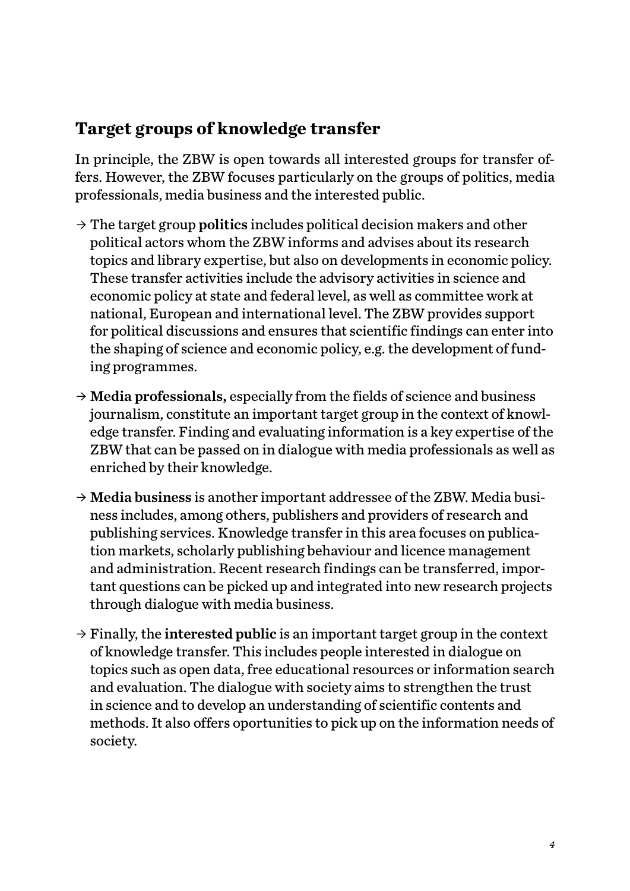## Target groups of knowledge transfer

In principle, the ZBW is open towards all interested groups for transfer offers. However, the ZBW focuses particularly on the groups of politics, media professionals, media business and the interested public.

- → The target group **politics** includes political decision makers and other political actors whom the ZBW informs and advises about its research topics and library expertise, but also on developments in economic policy. These transfer activities include the advisory activities in science and economic policy at state and federal level, as well as committee work at national, European and international level. The ZBW provides support for political discussions and ensures that scientific findings can enter into the shaping of science and economic policy, e.g. the development of funding programmes.
- → **Media professionals,** especially from the fields of science and business journalism, constitute an important target group in the context of knowledge transfer. Finding and evaluating information is a key expertise of the ZBW that can be passed on in dialogue with media professionals as well as enriched by their knowledge.
- → **Media business** is another important addressee of the ZBW. Media business includes, among others, publishers and providers of research and publishing services. Knowledge transfer in this area focuses on publication markets, scholarly publishing behaviour and licence management and administration. Recent research findings can be transferred, important questions can be picked up and integrated into new research projects through dialogue with media business.
- → Finally, the **interested public** is an important target group in the context of knowledge transfer. This includes people interested in dialogue on topics such as open data, free educational resources or information search and evaluation. The dialogue with society aims to strengthen the trust in science and to develop an understanding of scientific contents and methods. It also offers oportunities to pick up on the information needs of society.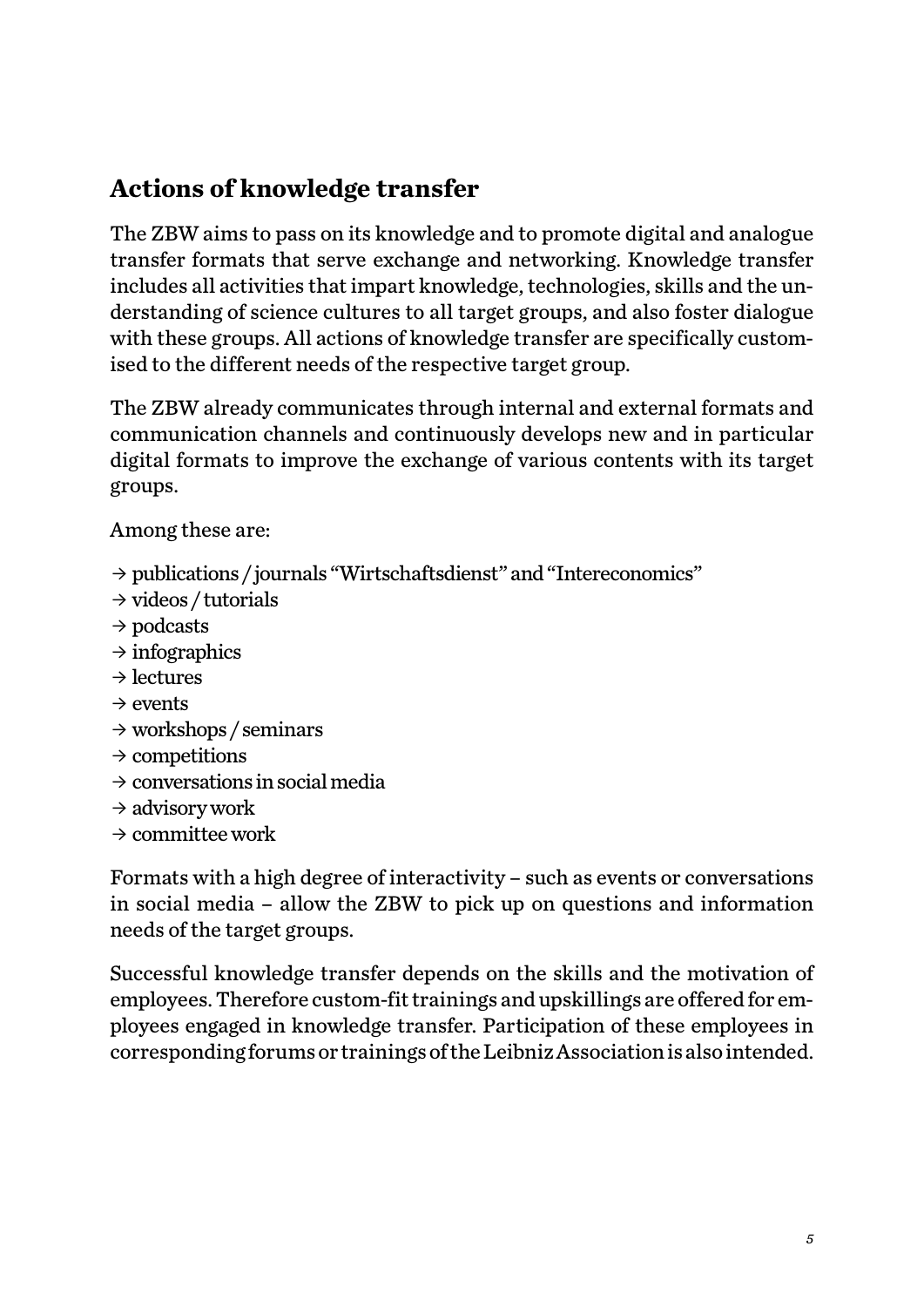## Actions of knowledge transfer

The ZBW aims to pass on its knowledge and to promote digital and analogue transfer formats that serve exchange and networking. Knowledge transfer includes all activities that impart knowledge, technologies, skills and the understanding of science cultures to all target groups, and also foster dialogue with these groups. All actions of knowledge transfer are specifically customised to the different needs of the respective target group.

The ZBW already communicates through internal and external formats and communication channels and continuously develops new and in particular digital formats to improve the exchange of various contents with its target groups.

Among these are:

→ publications / journals "Wirtschaftsdienst" and "Intereconomics"
→ videos / tutorials
→ podcasts
→ infographics
→ lectures
→ events
→ workshops / seminars
→ competitions
→ conversations in social media
→ advisory work
→ committee work

Formats with a high degree of interactivity – such as events or conversations in social media – allow the ZBW to pick up on questions and information needs of the target groups.

Successful knowledge transfer depends on the skills and the motivation of employees. Therefore custom-fit trainings and upskillings are offered for employees engaged in knowledge transfer. Participation of these employees in corresponding forums or trainings of the Leibniz Association is also intended.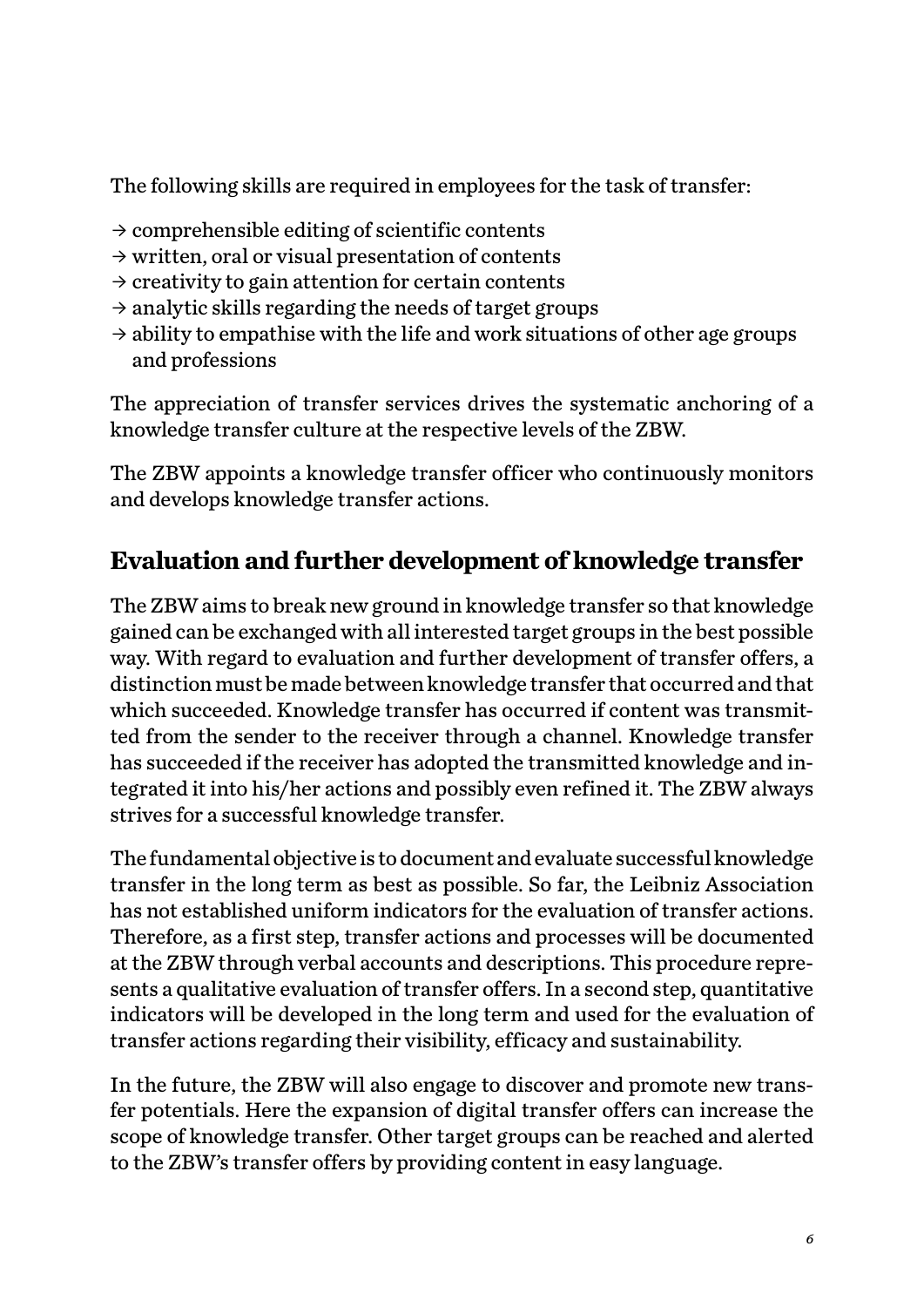The following skills are required in employees for the task of transfer:

- → comprehensible editing of scientific contents
- → written, oral or visual presentation of contents
- → creativity to gain attention for certain contents
- → analytic skills regarding the needs of target groups
- → ability to empathise with the life and work situations of other age groups and professions

The appreciation of transfer services drives the systematic anchoring of a knowledge transfer culture at the respective levels of the ZBW.

The ZBW appoints a knowledge transfer officer who continuously monitors and develops knowledge transfer actions.

## Evaluation and further development of knowledge transfer

The ZBW aims to break new ground in knowledge transfer so that knowledge gained can be exchanged with all interested target groups in the best possible way. With regard to evaluation and further development of transfer offers, a distinction must be made between knowledge transfer that occurred and that which succeeded. Knowledge transfer has occurred if content was transmitted from the sender to the receiver through a channel. Knowledge transfer has succeeded if the receiver has adopted the transmitted knowledge and integrated it into his/her actions and possibly even refined it. The ZBW always strives for a successful knowledge transfer.

The fundamental objective is to document and evaluate successful knowledge transfer in the long term as best as possible. So far, the Leibniz Association has not established uniform indicators for the evaluation of transfer actions. Therefore, as a first step, transfer actions and processes will be documented at the ZBW through verbal accounts and descriptions. This procedure represents a qualitative evaluation of transfer offers. In a second step, quantitative indicators will be developed in the long term and used for the evaluation of transfer actions regarding their visibility, efficacy and sustainability.

In the future, the ZBW will also engage to discover and promote new transfer potentials. Here the expansion of digital transfer offers can increase the scope of knowledge transfer. Other target groups can be reached and alerted to the ZBW's transfer offers by providing content in easy language.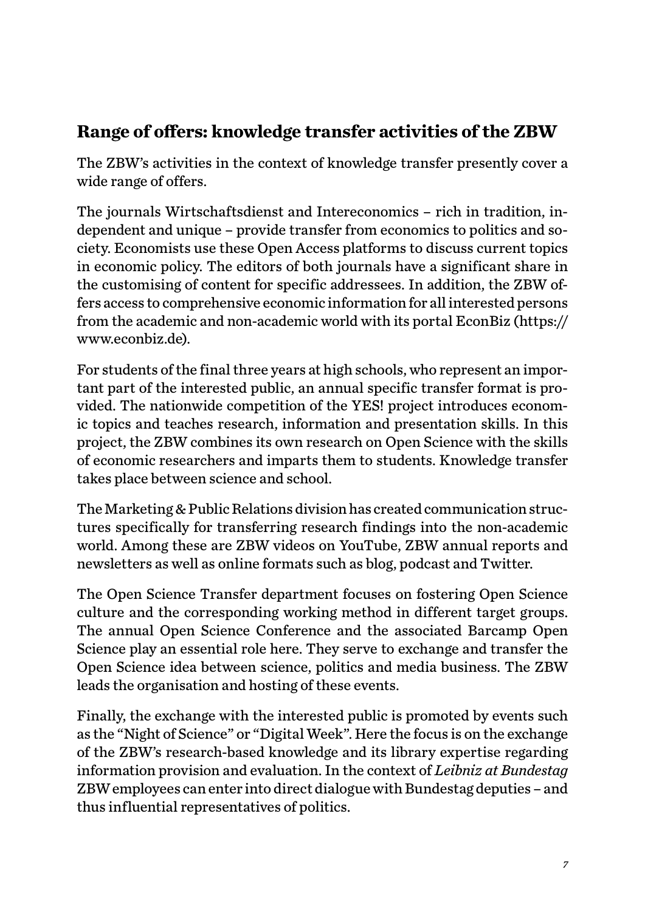## Range of offers: knowledge transfer activities of the ZBW

The ZBW's activities in the context of knowledge transfer presently cover a wide range of offers.

The journals Wirtschaftsdienst and Intereconomics – rich in tradition, independent and unique – provide transfer from economics to politics and society. Economists use these Open Access platforms to discuss current topics in economic policy. The editors of both journals have a significant share in the customising of content for specific addressees. In addition, the ZBW offers access to comprehensive economic information for all interested persons from the academic and non-academic world with its portal EconBiz (https://www.econbiz.de).

For students of the final three years at high schools, who represent an important part of the interested public, an annual specific transfer format is provided. The nationwide competition of the YES! project introduces economic topics and teaches research, information and presentation skills. In this project, the ZBW combines its own research on Open Science with the skills of economic researchers and imparts them to students. Knowledge transfer takes place between science and school.

The Marketing & Public Relations division has created communication structures specifically for transferring research findings into the non-academic world. Among these are ZBW videos on YouTube, ZBW annual reports and newsletters as well as online formats such as blog, podcast and Twitter.

The Open Science Transfer department focuses on fostering Open Science culture and the corresponding working method in different target groups. The annual Open Science Conference and the associated Barcamp Open Science play an essential role here. They serve to exchange and transfer the Open Science idea between science, politics and media business. The ZBW leads the organisation and hosting of these events.

Finally, the exchange with the interested public is promoted by events such as the "Night of Science" or "Digital Week". Here the focus is on the exchange of the ZBW's research-based knowledge and its library expertise regarding information provision and evaluation. In the context of *Leibniz at Bundestag* ZBW employees can enter into direct dialogue with Bundestag deputies – and thus influential representatives of politics.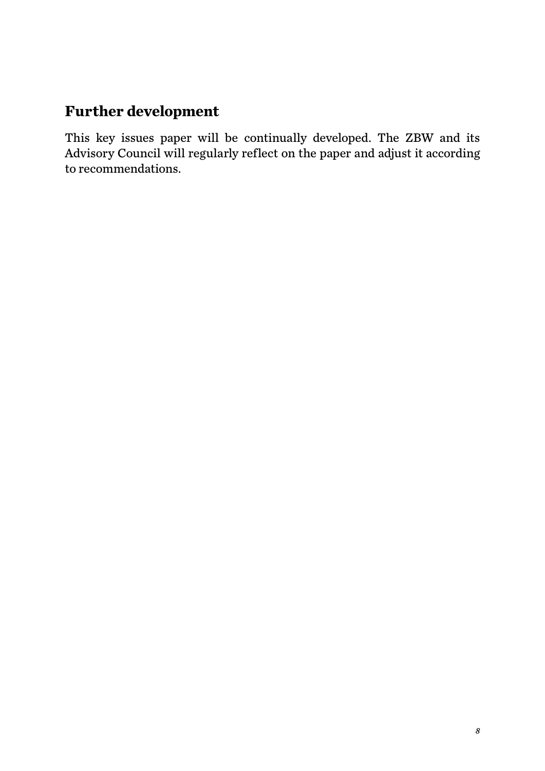## Further development

This key issues paper will be continually developed. The ZBW and its Advisory Council will regularly reflect on the paper and adjust it according to recommendations.